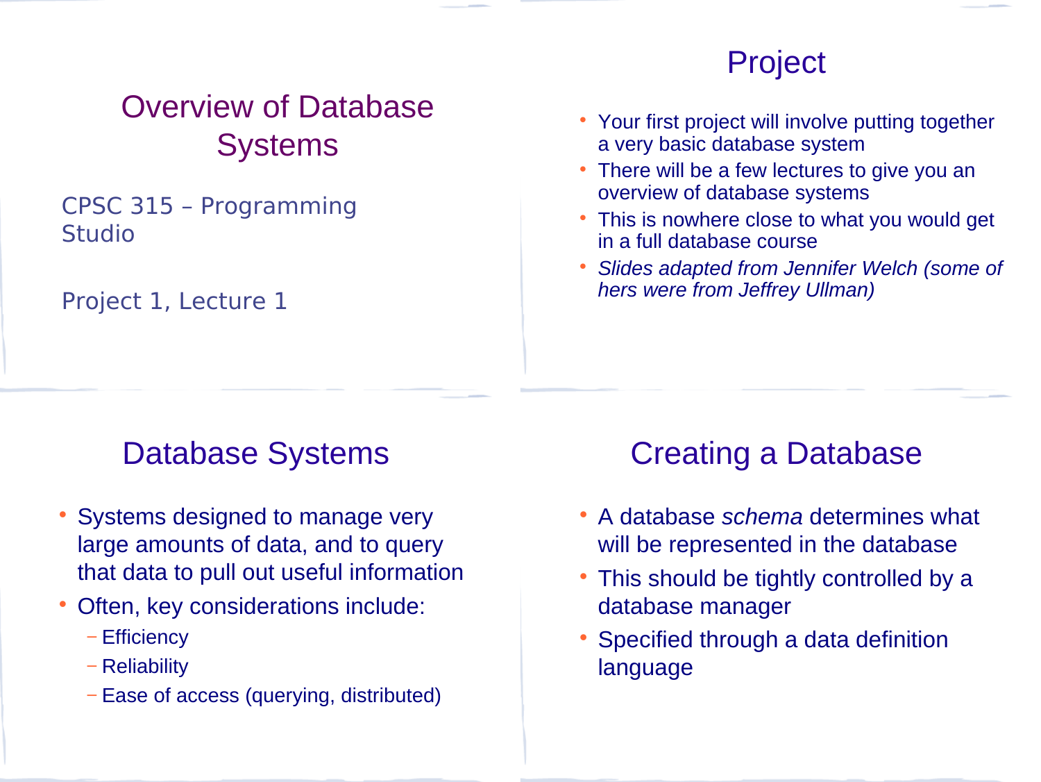# Overview of Database Systems

CPSC 315 – Programming Studio

Project 1, Lecture 1

## Project

- Your first project will involve putting together a very basic database system
- There will be a few lectures to give you an overview of database systems
- This is nowhere close to what you would get in a full database course
- *Slides adapted from Jennifer Welch (some of hers were from Jeffrey Ullman)*

## Database Systems

- Systems designed to manage very large amounts of data, and to query that data to pull out useful information
- Often, key considerations include:
  - Efficiency
  - Reliability
  - Ease of access (querying, distributed)

## Creating a Database

- A database *schema* determines what will be represented in the database
- This should be tightly controlled by a database manager
- Specified through a data definition language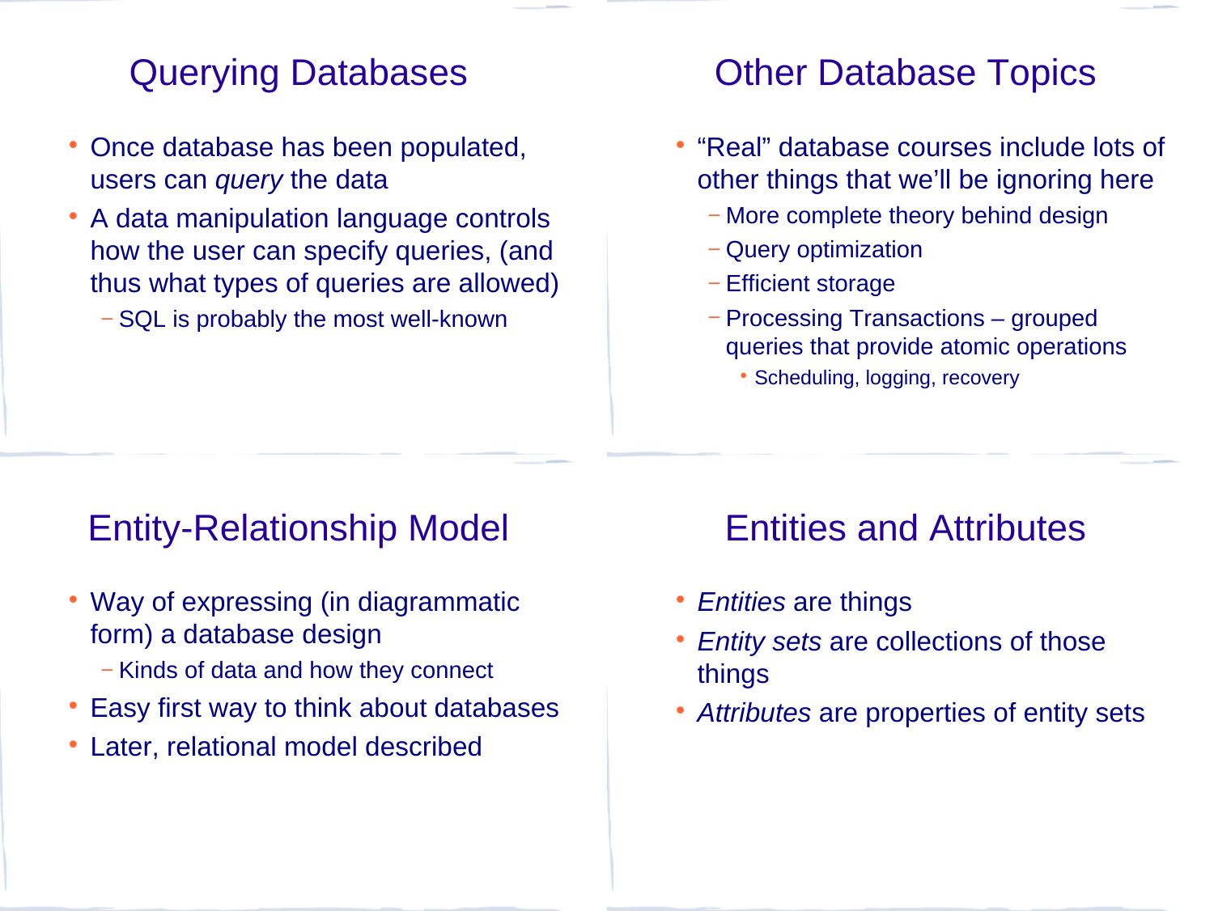## Querying Databases

- Once database has been populated, users can *query* the data
- A data manipulation language controls how the user can specify queries, (and thus what types of queries are allowed)
  - SQL is probably the most well-known

## Other Database Topics

- “Real” database courses include lots of other things that we’ll be ignoring here
  - More complete theory behind design
  - Query optimization
  - Efficient storage
  - Processing Transactions – grouped queries that provide atomic operations
    - Scheduling, logging, recovery

## Entity-Relationship Model

- Way of expressing (in diagrammatic form) a database design
  - Kinds of data and how they connect
- Easy first way to think about databases
- Later, relational model described

## Entities and Attributes

- *Entities* are things
- *Entity sets* are collections of those things
- *Attributes* are properties of entity sets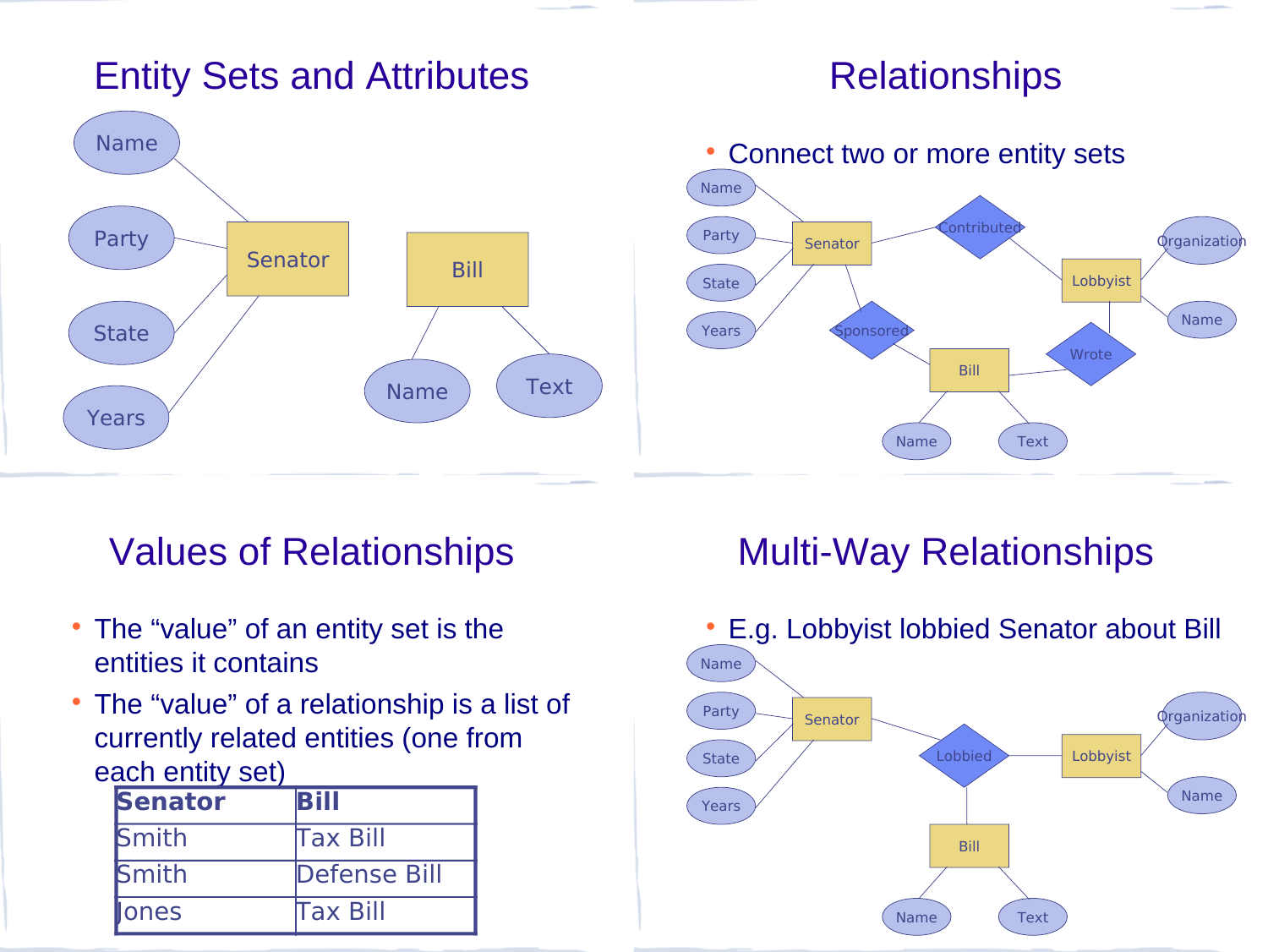## Entity Sets and Attributes

## Relationships

- Connect two or more entity sets

## Values of Relationships

- The "value" of an entity set is the entities it contains
- The "value" of a relationship is a list of currently related entities (one from each entity set)

| Senator | Bill |
|---|---|
| Smith | Tax Bill |
| Smith | Defense Bill |
| Jones | Tax Bill |

## Multi-Way Relationships

- E.g. Lobbyist lobbied Senator about Bill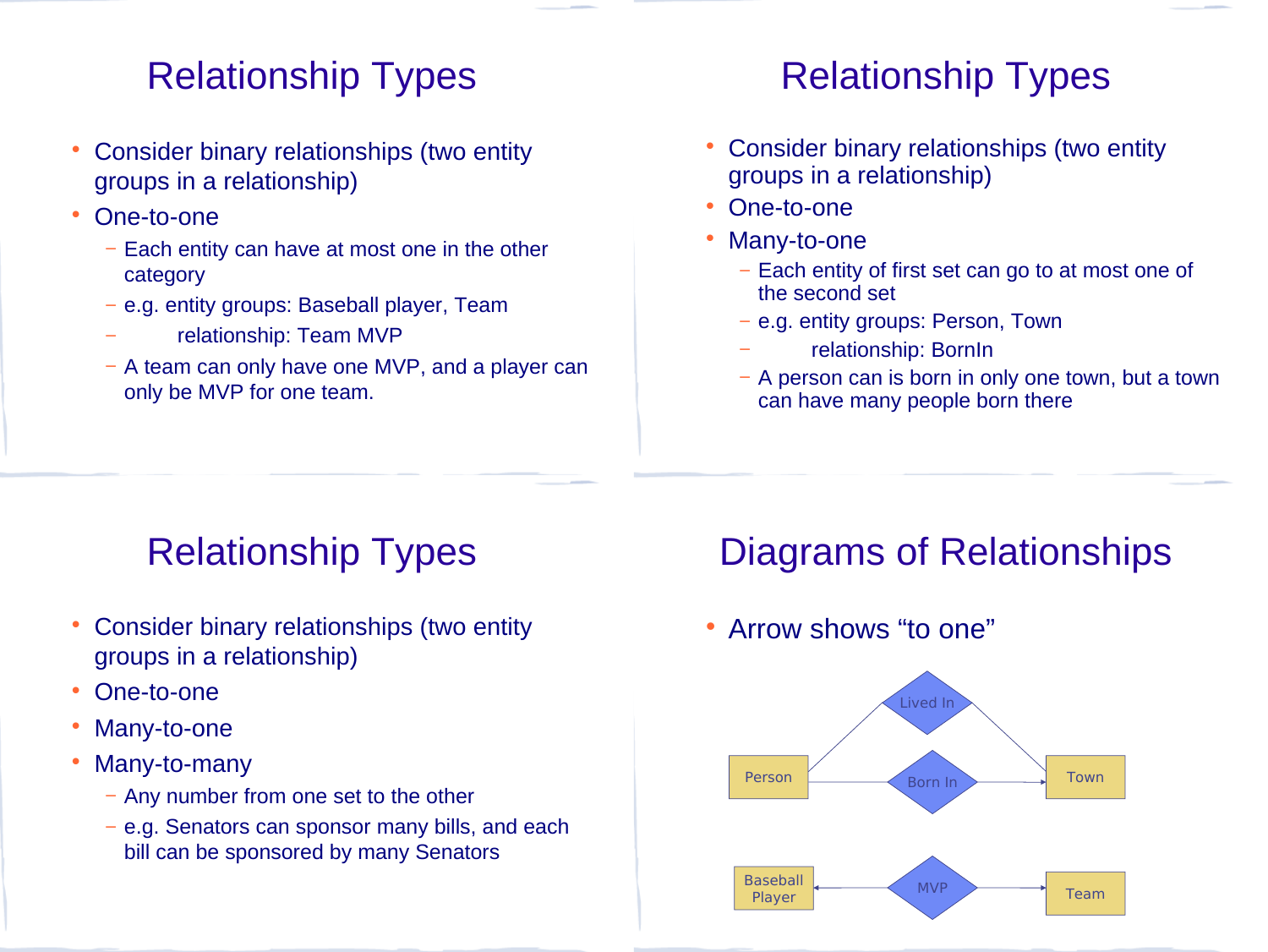## Relationship Types

- Consider binary relationships (two entity groups in a relationship)
- One-to-one
  - Each entity can have at most one in the other category
  - e.g. entity groups: Baseball player, Team
  - relationship: Team MVP
  - A team can only have one MVP, and a player can only be MVP for one team.

## Relationship Types

- Consider binary relationships (two entity groups in a relationship)
- One-to-one
- Many-to-one
  - Each entity of first set can go to at most one of the second set
  - e.g. entity groups: Person, Town
  - relationship: BornIn
  - A person can is born in only one town, but a town can have many people born there

## Relationship Types

- Consider binary relationships (two entity groups in a relationship)
- One-to-one
- Many-to-one
- Many-to-many
  - Any number from one set to the other
  - e.g. Senators can sponsor many bills, and each bill can be sponsored by many Senators

## Diagrams of Relationships

- Arrow shows "to one"

Lived In

Person

Born In

Town

Baseball Player

MVP

Team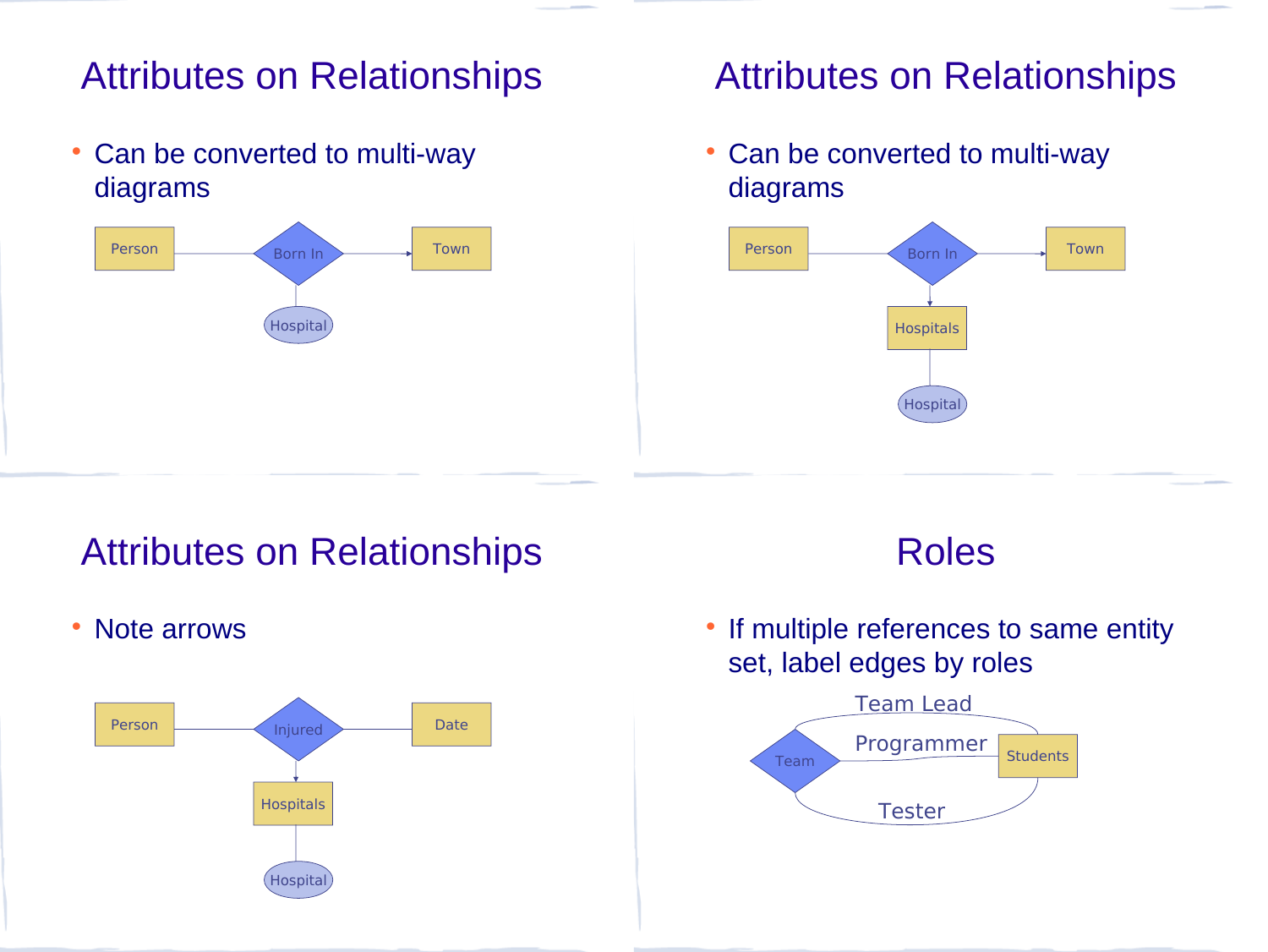## Attributes on Relationships

- Can be converted to multi-way diagrams

Person — Born In → Town

Hospital

## Attributes on Relationships

- Can be converted to multi-way diagrams

Person — Born In → Town

Hospitals

Hospital

## Attributes on Relationships

- Note arrows

Person — Injured — Date

Hospitals

Hospital

## Roles

- If multiple references to same entity set, label edges by roles

Team Lead

Team — Programmer — Students

Tester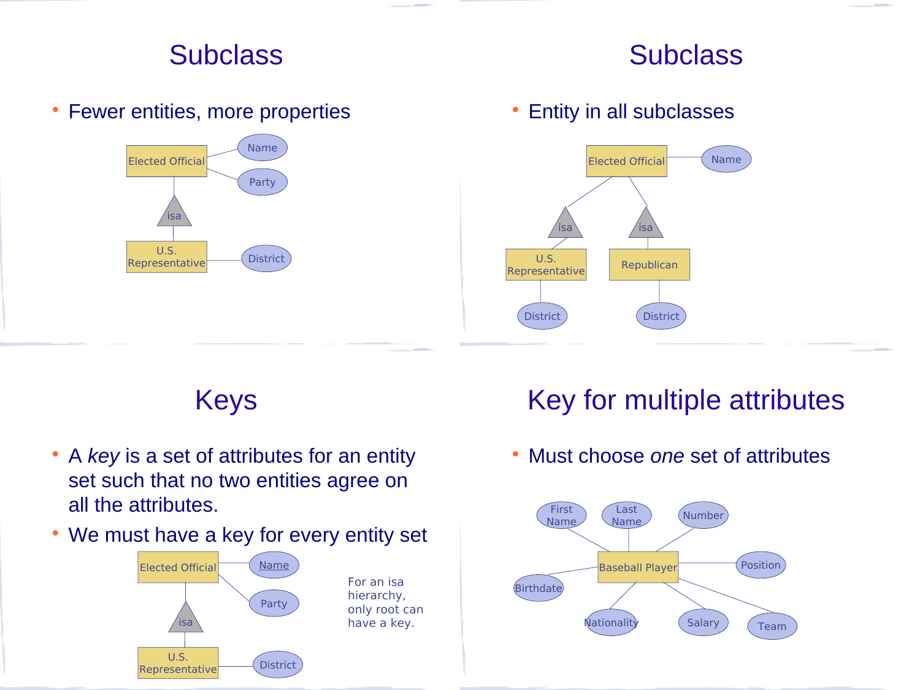# Subclass

- Fewer entities, more properties

# Subclass

- Entity in all subclasses

# Keys

- A *key* is a set of attributes for an entity set such that no two entities agree on all the attributes.
- We must have a key for every entity set

For an isa hierarchy, only root can have a key.

# Key for multiple attributes

- Must choose *one* set of attributes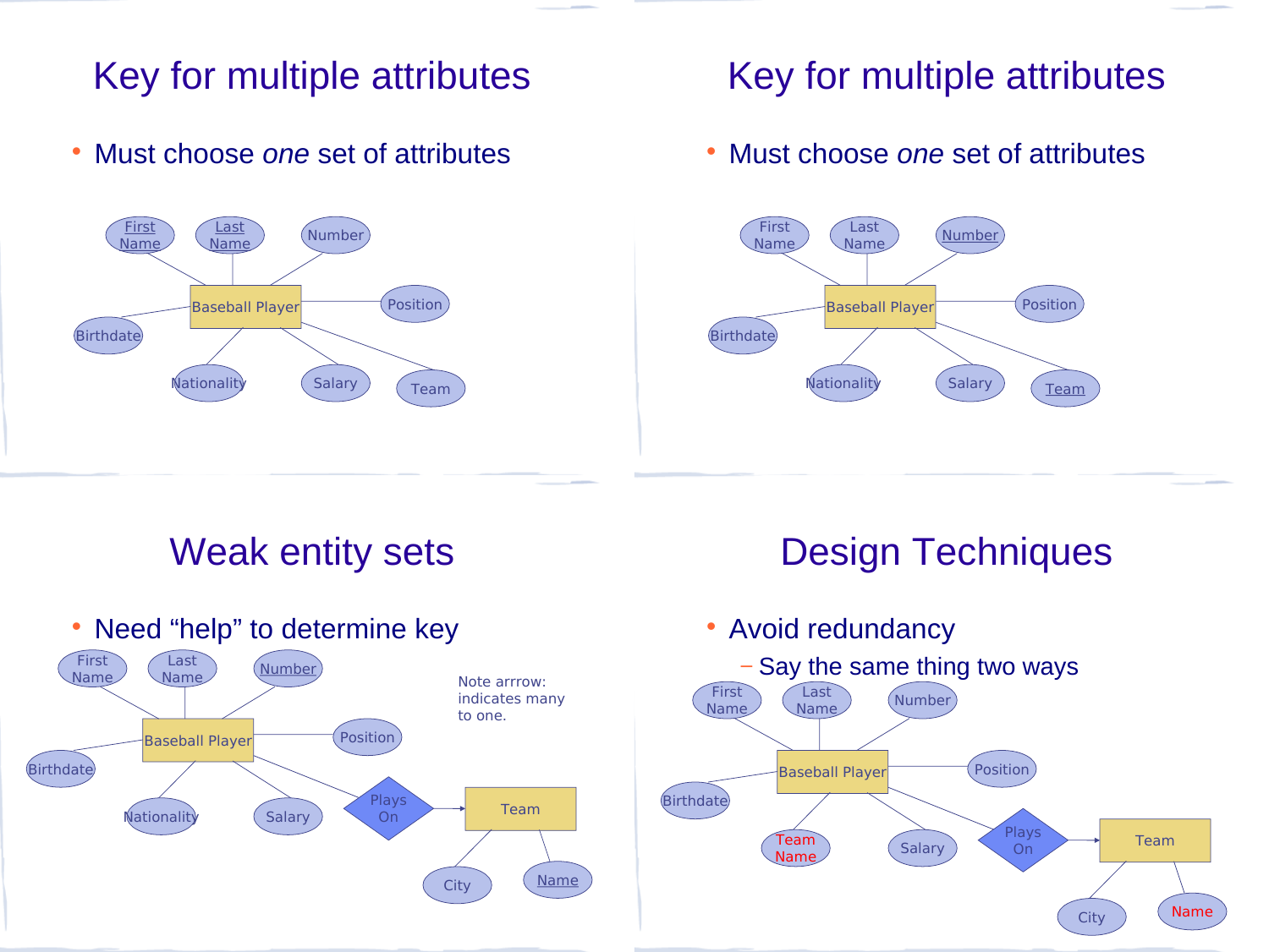# Key for multiple attributes

- Must choose *one* set of attributes

Baseball Player attributes: First Name, Last Name, Number, Position, Birthdate, Nationality, Salary, Team

# Key for multiple attributes

- Must choose *one* set of attributes

Baseball Player attributes: First Name, Last Name, Number, Position, Birthdate, Nationality, Salary, Team

# Weak entity sets

- Need "help" to determine key

Baseball Player attributes: First Name, Last Name, Number, Position, Birthdate, Nationality, Salary

Baseball Player — Plays On → Team

Team attributes: City, Name

Note arrrow: indicates many to one.

# Design Techniques

- Avoid redundancy
  - Say the same thing two ways

Baseball Player attributes: First Name, Last Name, Number, Position, Birthdate, Team Name, Salary

Baseball Player — Plays On → Team

Team attributes: City, Name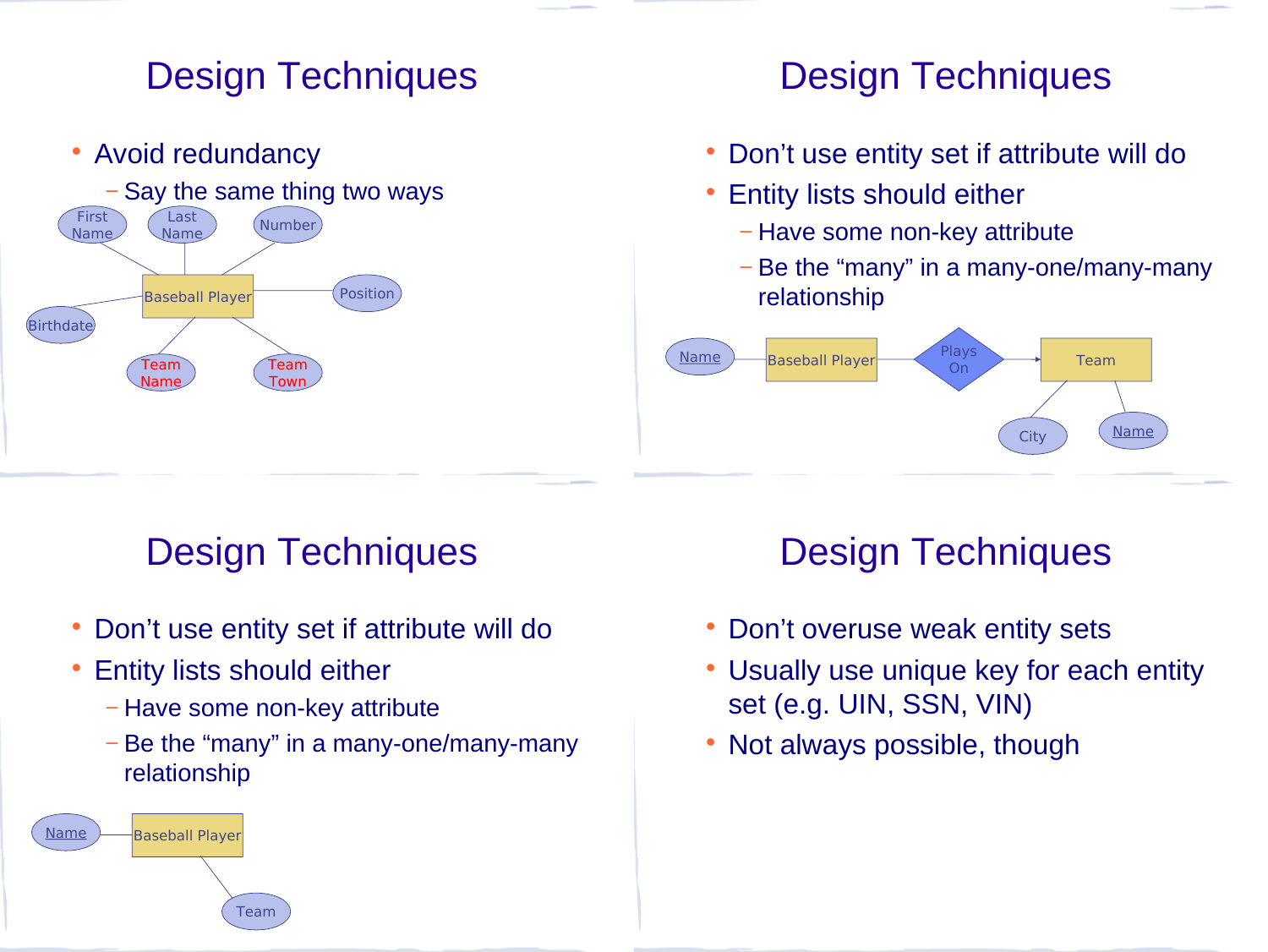# Design Techniques

- Avoid redundancy
  - Say the same thing two ways

First Name
Last Name
Number
Baseball Player
Position
Birthdate
Team Name
Team Town

# Design Techniques

- Don't use entity set if attribute will do
- Entity lists should either
  - Have some non-key attribute
  - Be the "many" in a many-one/many-many relationship

Name
Baseball Player
Plays On
Team
City
Name

# Design Techniques

- Don't use entity set if attribute will do
- Entity lists should either
  - Have some non-key attribute
  - Be the "many" in a many-one/many-many relationship

Name
Baseball Player
Team

# Design Techniques

- Don't overuse weak entity sets
- Usually use unique key for each entity set (e.g. UIN, SSN, VIN)
- Not always possible, though